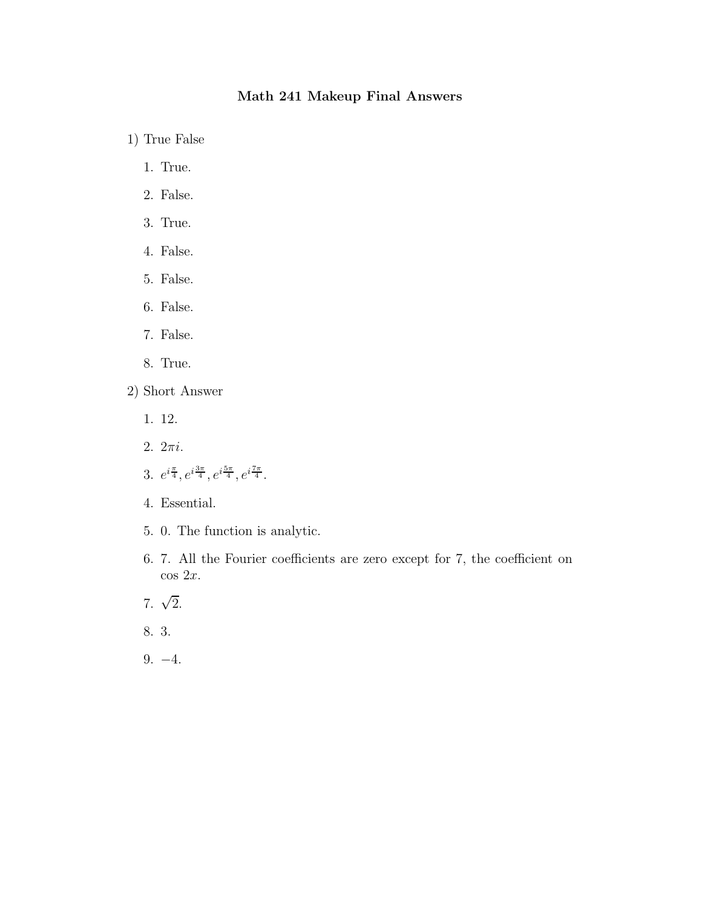# Math 241 Makeup Final Answers

1) True False

1. True.
2. False.
3. True.
4. False.
5. False.
6. False.
7. False.
8. True.

2) Short Answer

1. 12.
2. $2\pi i$.
3. $e^{i\frac{\pi}{4}}, e^{i\frac{3\pi}{4}}, e^{i\frac{5\pi}{4}}, e^{i\frac{7\pi}{4}}$.
4. Essential.
5. 0. The function is analytic.
6. 7. All the Fourier coefficients are zero except for 7, the coefficient on $\cos 2x$.
7. $\sqrt{2}$.
8. 3.
9. $-4$.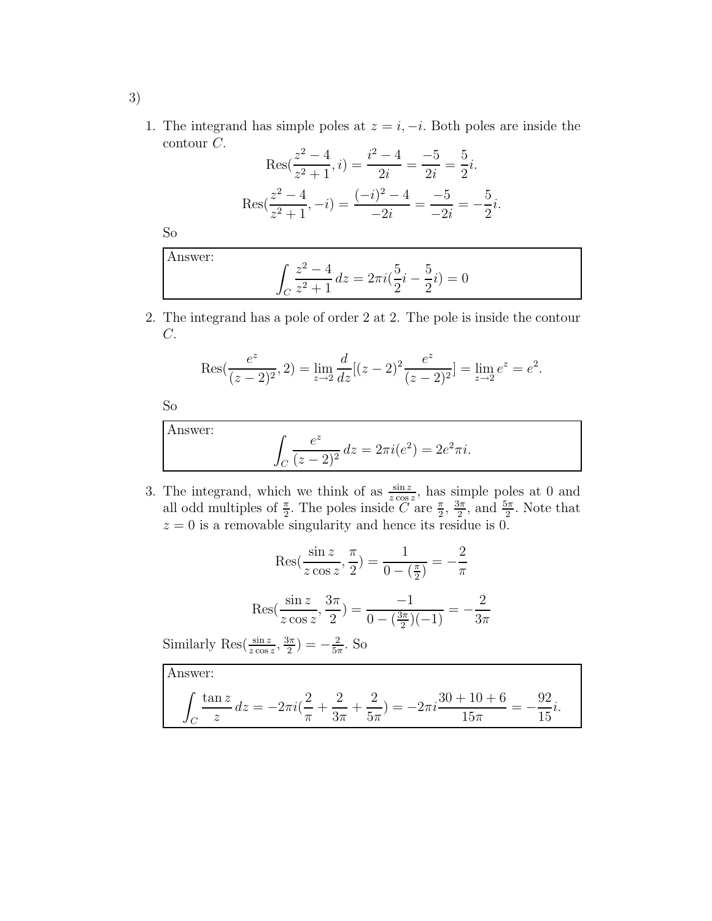3)

1. The integrand has simple poles at $z = i, -i$. Both poles are inside the contour $C$.

$$\text{Res}(\frac{z^2-4}{z^2+1}, i) = \frac{i^2-4}{2i} = \frac{-5}{2i} = \frac{5}{2}i.$$

$$\text{Res}(\frac{z^2-4}{z^2+1}, -i) = \frac{(-i)^2-4}{-2i} = \frac{-5}{-2i} = -\frac{5}{2}i.$$

So

> Answer:
> $$\int_C \frac{z^2-4}{z^2+1}\,dz = 2\pi i(\frac{5}{2}i - \frac{5}{2}i) = 0$$

2. The integrand has a pole of order 2 at 2. The pole is inside the contour $C$.

$$\text{Res}(\frac{e^z}{(z-2)^2}, 2) = \lim_{z\to 2}\frac{d}{dz}[(z-2)^2\frac{e^z}{(z-2)^2}] = \lim_{z\to 2} e^z = e^2.$$

So

> Answer:
> $$\int_C \frac{e^z}{(z-2)^2}\,dz = 2\pi i(e^2) = 2e^2\pi i.$$

3. The integrand, which we think of as $\frac{\sin z}{z\cos z}$, has simple poles at 0 and all odd multiples of $\frac{\pi}{2}$. The poles inside $C$ are $\frac{\pi}{2}$, $\frac{3\pi}{2}$, and $\frac{5\pi}{2}$. Note that $z = 0$ is a removable singularity and hence its residue is 0.

$$\text{Res}(\frac{\sin z}{z\cos z}, \frac{\pi}{2}) = \frac{1}{0 - (\frac{\pi}{2})} = -\frac{2}{\pi}$$

$$\text{Res}(\frac{\sin z}{z\cos z}, \frac{3\pi}{2}) = \frac{-1}{0 - (\frac{3\pi}{2})(-1)} = -\frac{2}{3\pi}$$

Similarly $\text{Res}(\frac{\sin z}{z\cos z}, \frac{3\pi}{2}) = -\frac{2}{5\pi}$. So

> Answer:
> $$\int_C \frac{\tan z}{z}\,dz = -2\pi i(\frac{2}{\pi} + \frac{2}{3\pi} + \frac{2}{5\pi}) = -2\pi i\frac{30+10+6}{15\pi} = -\frac{92}{15}i.$$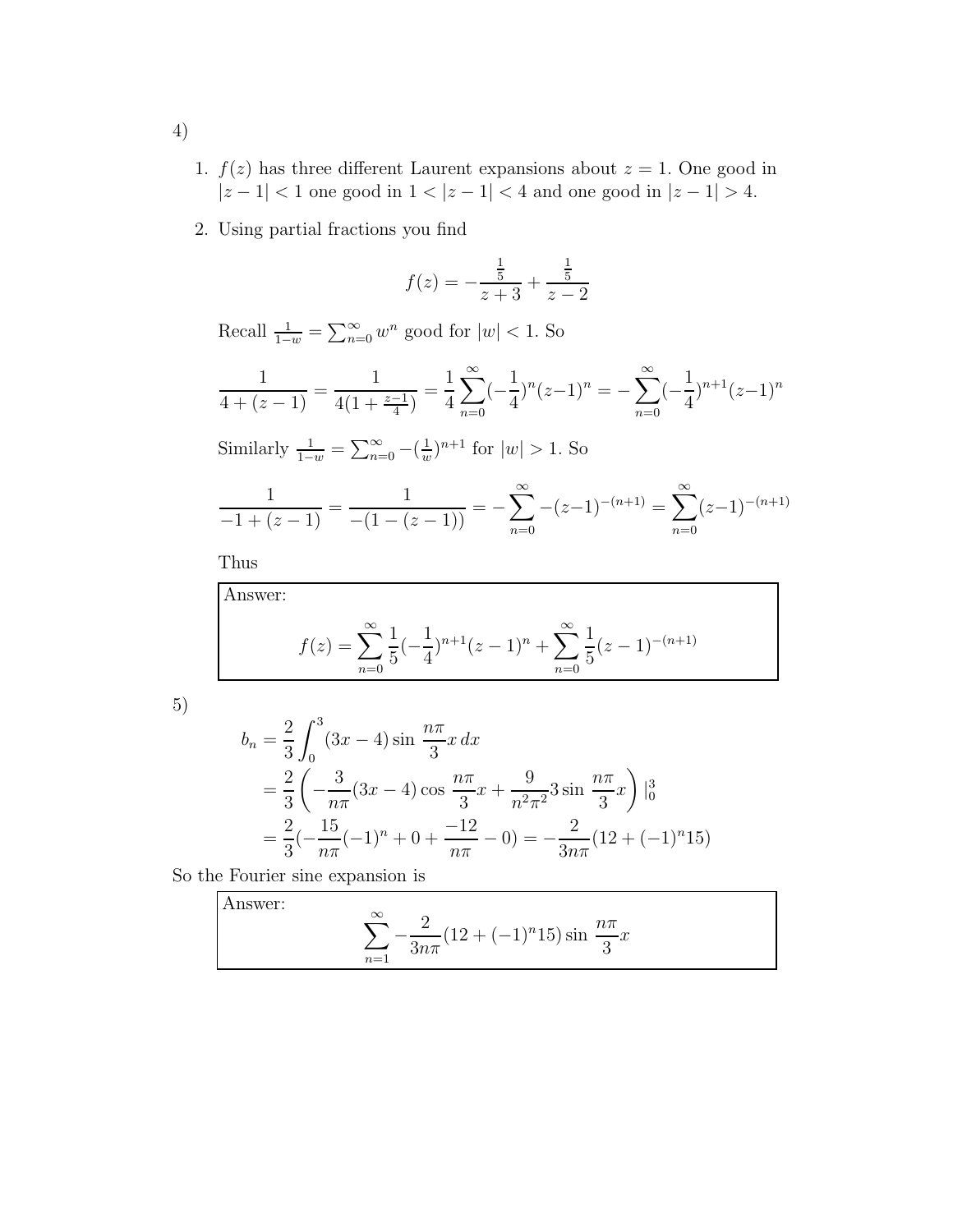4)

1. $f(z)$ has three different Laurent expansions about $z = 1$. One good in $|z-1| < 1$ one good in $1 < |z-1| < 4$ and one good in $|z-1| > 4$.

2. Using partial fractions you find

$$f(z) = -\frac{\frac{1}{5}}{z+3} + \frac{\frac{1}{5}}{z-2}$$

Recall $\frac{1}{1-w} = \sum_{n=0}^{\infty} w^n$ good for $|w| < 1$. So

$$\frac{1}{4+(z-1)} = \frac{1}{4(1+\frac{z-1}{4})} = \frac{1}{4}\sum_{n=0}^{\infty}(-\frac{1}{4})^n(z-1)^n = -\sum_{n=0}^{\infty}(-\frac{1}{4})^{n+1}(z-1)^n$$

Similarly $\frac{1}{1-w} = \sum_{n=0}^{\infty} -(\frac{1}{w})^{n+1}$ for $|w| > 1$. So

$$\frac{1}{-1+(z-1)} = \frac{1}{-(1-(z-1))} = -\sum_{n=0}^{\infty} -(z-1)^{-(n+1)} = \sum_{n=0}^{\infty}(z-1)^{-(n+1)}$$

Thus

Answer:

$$f(z) = \sum_{n=0}^{\infty} \frac{1}{5}(-\frac{1}{4})^{n+1}(z-1)^n + \sum_{n=0}^{\infty} \frac{1}{5}(z-1)^{-(n+1)}$$

5)

$$\begin{aligned}
b_n &= \frac{2}{3}\int_0^3 (3x-4)\sin\,\frac{n\pi}{3}x\,dx \\
&= \frac{2}{3}\left(-\frac{3}{n\pi}(3x-4)\cos\,\frac{n\pi}{3}x + \frac{9}{n^2\pi^2}3\sin\,\frac{n\pi}{3}x\right)|_0^3 \\
&= \frac{2}{3}(-\frac{15}{n\pi}(-1)^n + 0 + \frac{-12}{n\pi} - 0) = -\frac{2}{3n\pi}(12 + (-1)^n 15)
\end{aligned}$$

So the Fourier sine expansion is

Answer:

$$\sum_{n=1}^{\infty} -\frac{2}{3n\pi}(12 + (-1)^n 15)\sin\,\frac{n\pi}{3}x$$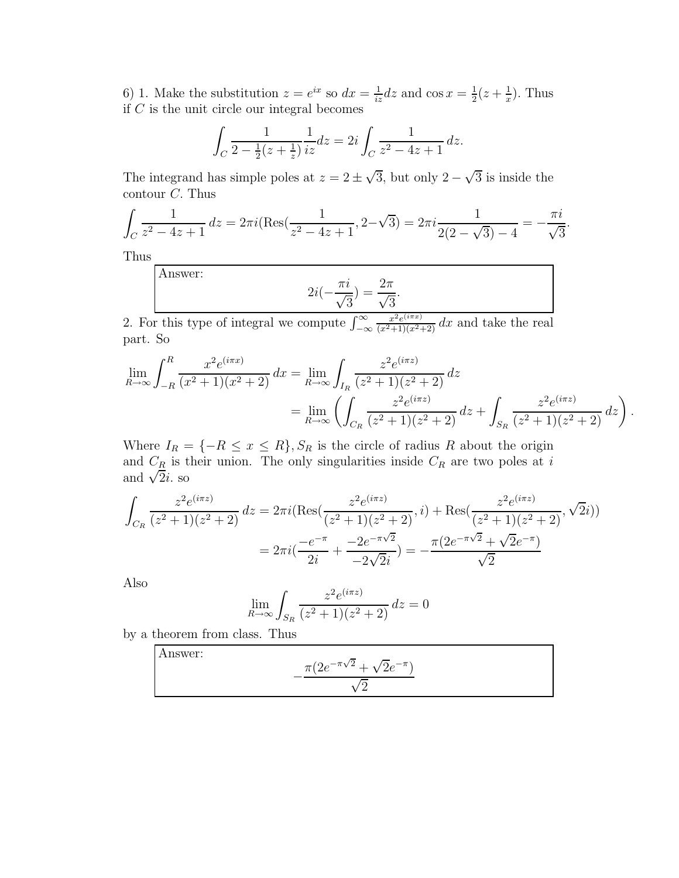6) 1. Make the substitution $z = e^{ix}$ so $dx = \frac{1}{iz}dz$ and $\cos x = \frac{1}{2}(z + \frac{1}{x})$. Thus if $C$ is the unit circle our integral becomes

$$\int_C \frac{1}{2 - \frac{1}{2}(z + \frac{1}{z})} \frac{1}{iz} dz = 2i \int_C \frac{1}{z^2 - 4z + 1}\, dz.$$

The integrand has simple poles at $z = 2 \pm \sqrt{3}$, but only $2 - \sqrt{3}$ is inside the contour $C$. Thus

$$\int_C \frac{1}{z^2 - 4z + 1}\, dz = 2\pi i (\text{Res}(\frac{1}{z^2 - 4z + 1}, 2 - \sqrt{3}) = 2\pi i \frac{1}{2(2 - \sqrt{3}) - 4} = -\frac{\pi i}{\sqrt{3}}.$$

Thus

Answer:
$$2i(-\frac{\pi i}{\sqrt{3}}) = \frac{2\pi}{\sqrt{3}}.$$

2. For this type of integral we compute $\int_{-\infty}^{\infty} \frac{x^2 e^{(i\pi x)}}{(x^2+1)(x^2+2)}\, dx$ and take the real part. So

$$\begin{aligned}\lim_{R\to\infty} \int_{-R}^{R} \frac{x^2 e^{(i\pi x)}}{(x^2+1)(x^2+2)}\, dx &= \lim_{R\to\infty} \int_{I_R} \frac{z^2 e^{(i\pi z)}}{(z^2+1)(z^2+2)}\, dz \\ &= \lim_{R\to\infty} \left( \int_{C_R} \frac{z^2 e^{(i\pi z)}}{(z^2+1)(z^2+2)}\, dz + \int_{S_R} \frac{z^2 e^{(i\pi z)}}{(z^2+1)(z^2+2)}\, dz \right).\end{aligned}$$

Where $I_R = \{-R \le x \le R\}$, $S_R$ is the circle of radius $R$ about the origin and $C_R$ is their union. The only singularities inside $C_R$ are two poles at $i$ and $\sqrt{2}i$. so

$$\begin{aligned}\int_{C_R} \frac{z^2 e^{(i\pi z)}}{(z^2+1)(z^2+2)}\, dz &= 2\pi i (\text{Res}(\frac{z^2 e^{(i\pi z)}}{(z^2+1)(z^2+2)}, i) + \text{Res}(\frac{z^2 e^{(i\pi z)}}{(z^2+1)(z^2+2)}, \sqrt{2}i)) \\ &= 2\pi i (\frac{-e^{-\pi}}{2i} + \frac{-2e^{-\pi\sqrt{2}}}{-2\sqrt{2}i}) = -\frac{\pi(2e^{-\pi\sqrt{2}} + \sqrt{2}e^{-\pi})}{\sqrt{2}}\end{aligned}$$

Also

$$\lim_{R\to\infty} \int_{S_R} \frac{z^2 e^{(i\pi z)}}{(z^2+1)(z^2+2)}\, dz = 0$$

by a theorem from class. Thus

Answer:
$$-\frac{\pi(2e^{-\pi\sqrt{2}} + \sqrt{2}e^{-\pi})}{\sqrt{2}}$$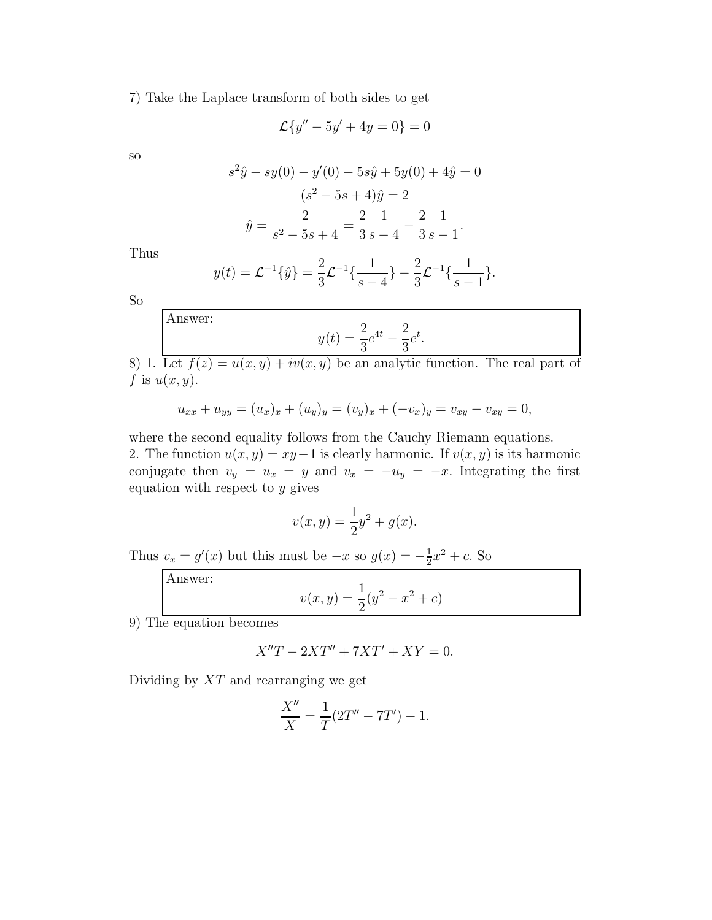7) Take the Laplace transform of both sides to get

$$\mathcal{L}\{y'' - 5y' + 4y = 0\} = 0$$

so

$$s^2\hat{y} - sy(0) - y'(0) - 5s\hat{y} + 5y(0) + 4\hat{y} = 0$$
$$(s^2 - 5s + 4)\hat{y} = 2$$
$$\hat{y} = \frac{2}{s^2 - 5s + 4} = \frac{2}{3}\frac{1}{s-4} - \frac{2}{3}\frac{1}{s-1}.$$

Thus

$$y(t) = \mathcal{L}^{-1}\{\hat{y}\} = \frac{2}{3}\mathcal{L}^{-1}\{\frac{1}{s-4}\} - \frac{2}{3}\mathcal{L}^{-1}\{\frac{1}{s-1}\}.$$

So

Answer:
$$y(t) = \frac{2}{3}e^{4t} - \frac{2}{3}e^{t}.$$

8) 1. Let $f(z) = u(x, y) + iv(x, y)$ be an analytic function. The real part of $f$ is $u(x, y)$.

$$u_{xx} + u_{yy} = (u_x)_x + (u_y)_y = (v_y)_x + (-v_x)_y = v_{xy} - v_{xy} = 0,$$

where the second equality follows from the Cauchy Riemann equations.

2. The function $u(x, y) = xy - 1$ is clearly harmonic. If $v(x, y)$ is its harmonic conjugate then $v_y = u_x = y$ and $v_x = -u_y = -x$. Integrating the first equation with respect to $y$ gives

$$v(x, y) = \frac{1}{2}y^2 + g(x).$$

Thus $v_x = g'(x)$ but this must be $-x$ so $g(x) = -\frac{1}{2}x^2 + c$. So

Answer:
$$v(x, y) = \frac{1}{2}(y^2 - x^2 + c)$$

9) The equation becomes

$$X''T - 2XT'' + 7XT' + XY = 0.$$

Dividing by $XT$ and rearranging we get

$$\frac{X''}{X} = \frac{1}{T}(2T'' - 7T') - 1.$$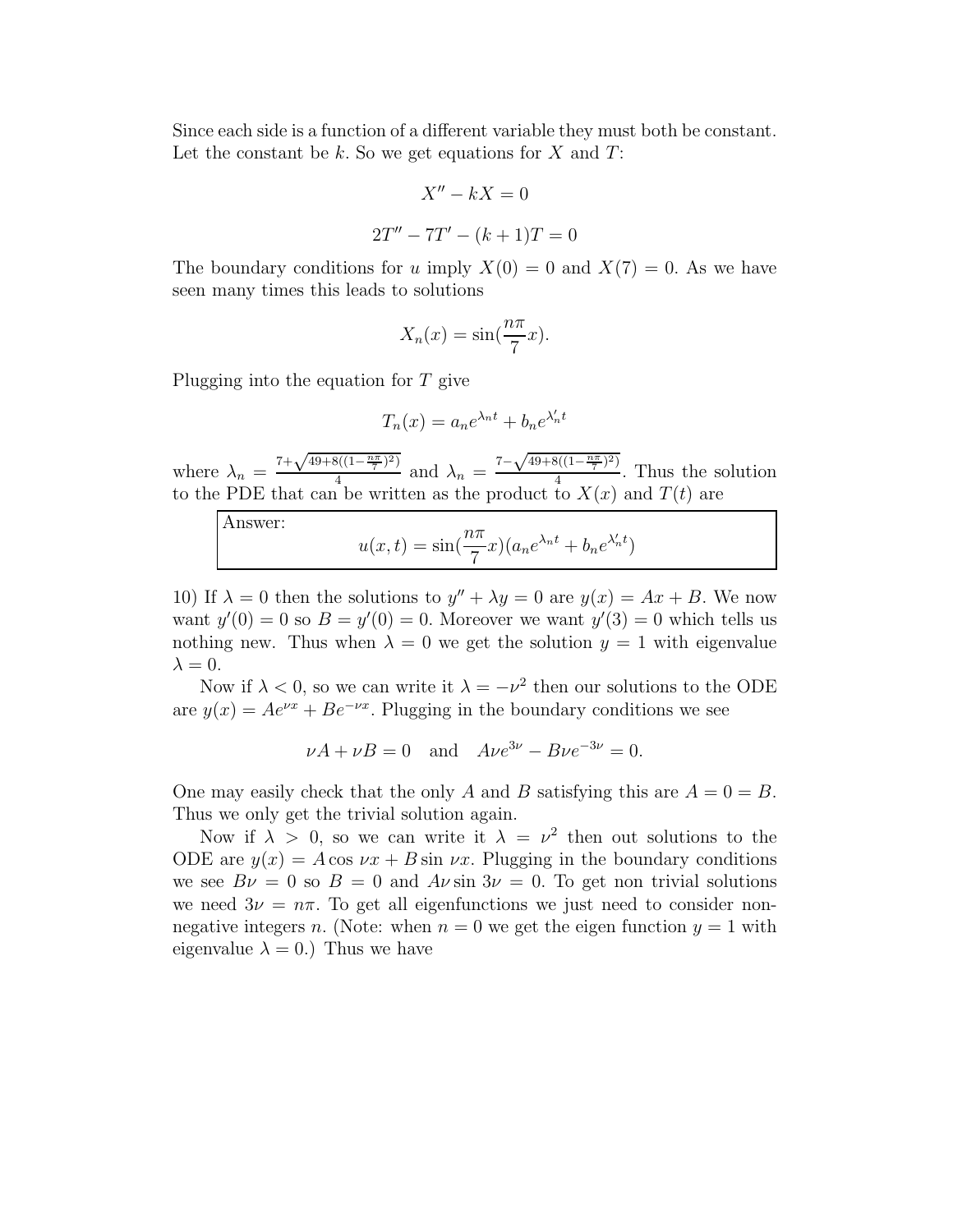Since each side is a function of a different variable they must both be constant. Let the constant be $k$. So we get equations for $X$ and $T$:

$$X'' - kX = 0$$

$$2T'' - 7T' - (k+1)T = 0$$

The boundary conditions for $u$ imply $X(0) = 0$ and $X(7) = 0$. As we have seen many times this leads to solutions

$$X_n(x) = \sin(\frac{n\pi}{7}x).$$

Plugging into the equation for $T$ give

$$T_n(x) = a_n e^{\lambda_n t} + b_n e^{\lambda_n' t}$$

where $\lambda_n = \frac{7+\sqrt{49+8((1-\frac{n\pi}{7})^2)}}{4}$ and $\lambda_n = \frac{7-\sqrt{49+8((1-\frac{n\pi}{7})^2)}}{4}$. Thus the solution to the PDE that can be written as the product to $X(x)$ and $T(t)$ are

Answer:
$$u(x,t) = \sin(\frac{n\pi}{7}x)(a_n e^{\lambda_n t} + b_n e^{\lambda_n' t})$$

10) If $\lambda = 0$ then the solutions to $y'' + \lambda y = 0$ are $y(x) = Ax + B$. We now want $y'(0) = 0$ so $B = y'(0) = 0$. Moreover we want $y'(3) = 0$ which tells us nothing new. Thus when $\lambda = 0$ we get the solution $y = 1$ with eigenvalue $\lambda = 0$.

Now if $\lambda < 0$, so we can write it $\lambda = -\nu^2$ then our solutions to the ODE are $y(x) = Ae^{\nu x} + Be^{-\nu x}$. Plugging in the boundary conditions we see

$$\nu A + \nu B = 0 \quad \text{and} \quad A\nu e^{3\nu} - B\nu e^{-3\nu} = 0.$$

One may easily check that the only $A$ and $B$ satisfying this are $A = 0 = B$. Thus we only get the trivial solution again.

Now if $\lambda > 0$, so we can write it $\lambda = \nu^2$ then out solutions to the ODE are $y(x) = A\cos \nu x + B \sin \nu x$. Plugging in the boundary conditions we see $B\nu = 0$ so $B = 0$ and $A\nu \sin 3\nu = 0$. To get non trivial solutions we need $3\nu = n\pi$. To get all eigenfunctions we just need to consider non-negative integers $n$. (Note: when $n = 0$ we get the eigen function $y = 1$ with eigenvalue $\lambda = 0$.) Thus we have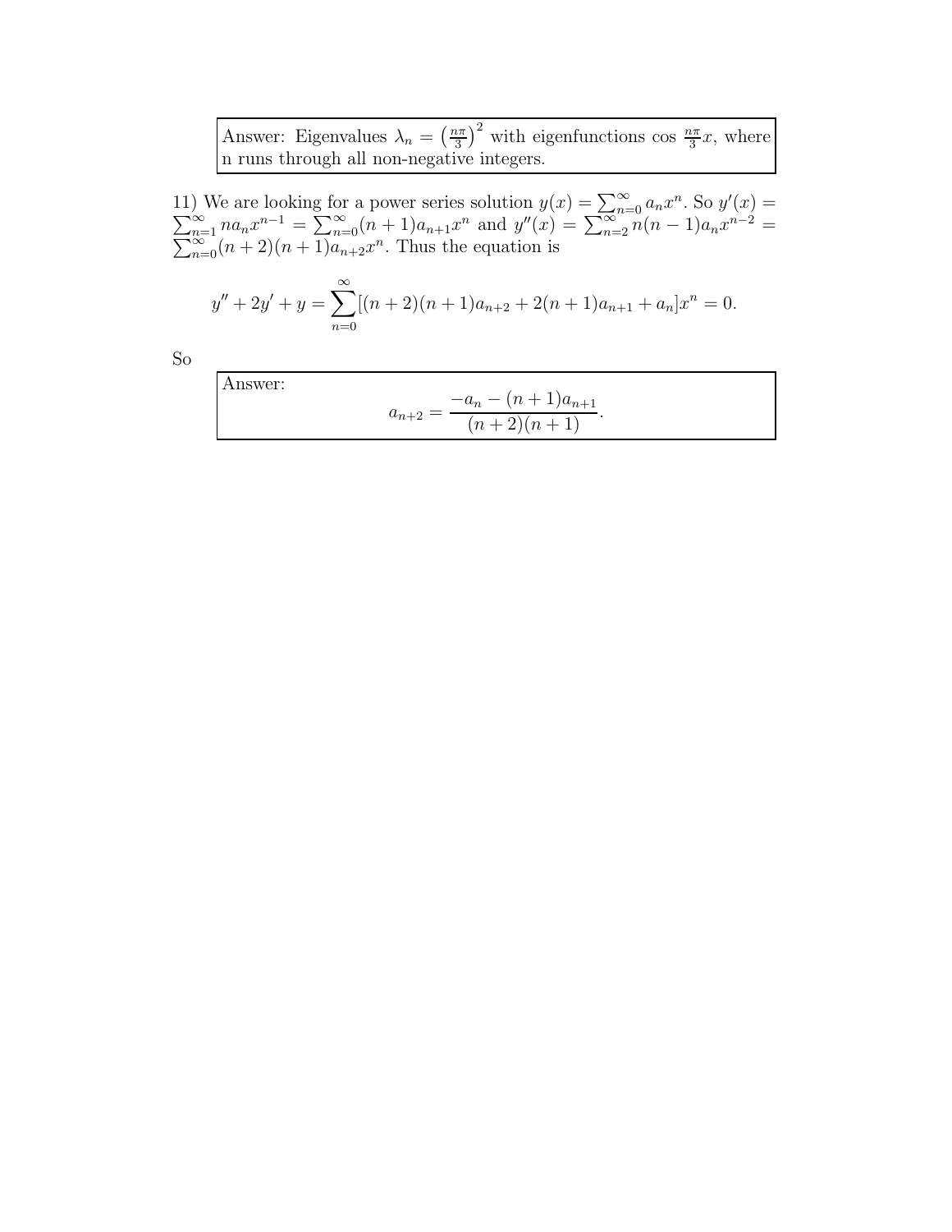Answer: Eigenvalues $\lambda_n = \left(\frac{n\pi}{3}\right)^2$ with eigenfunctions $\cos \frac{n\pi}{3}x$, where n runs through all non-negative integers.

11) We are looking for a power series solution $y(x) = \sum_{n=0}^{\infty} a_n x^n$. So $y'(x) = \sum_{n=1}^{\infty} n a_n x^{n-1} = \sum_{n=0}^{\infty}(n+1)a_{n+1}x^n$ and $y''(x) = \sum_{n=2}^{\infty} n(n-1)a_n x^{n-2} = \sum_{n=0}^{\infty}(n+2)(n+1)a_{n+2}x^n$. Thus the equation is

$$y'' + 2y' + y = \sum_{n=0}^{\infty}[(n+2)(n+1)a_{n+2} + 2(n+1)a_{n+1} + a_n]x^n = 0.$$

So

Answer:
$$a_{n+2} = \frac{-a_n - (n+1)a_{n+1}}{(n+2)(n+1)}.$$